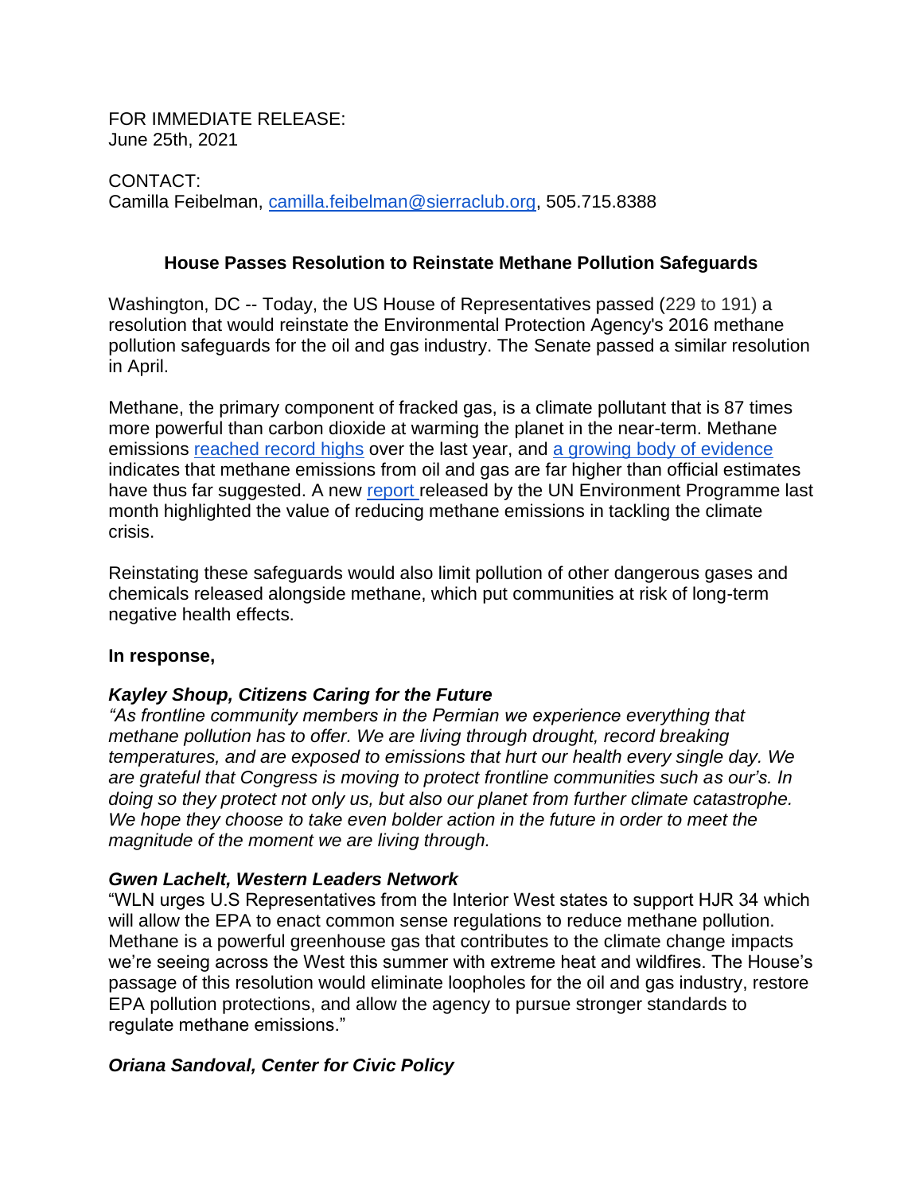FOR IMMEDIATE RELEASE:
June 25th, 2021

CONTACT:
Camilla Feibelman, camilla.feibelman@sierraclub.org, 505.715.8388

**House Passes Resolution to Reinstate Methane Pollution Safeguards**

Washington, DC -- Today, the US House of Representatives passed (229 to 191) a resolution that would reinstate the Environmental Protection Agency's 2016 methane pollution safeguards for the oil and gas industry. The Senate passed a similar resolution in April.

Methane, the primary component of fracked gas, is a climate pollutant that is 87 times more powerful than carbon dioxide at warming the planet in the near-term. Methane emissions reached record highs over the last year, and a growing body of evidence indicates that methane emissions from oil and gas are far higher than official estimates have thus far suggested. A new report released by the UN Environment Programme last month highlighted the value of reducing methane emissions in tackling the climate crisis.

Reinstating these safeguards would also limit pollution of other dangerous gases and chemicals released alongside methane, which put communities at risk of long-term negative health effects.

**In response,**

***Kayley Shoup, Citizens Caring for the Future***
*"As frontline community members in the Permian we experience everything that methane pollution has to offer. We are living through drought, record breaking temperatures, and are exposed to emissions that hurt our health every single day. We are grateful that Congress is moving to protect frontline communities such as our's. In doing so they protect not only us, but also our planet from further climate catastrophe. We hope they choose to take even bolder action in the future in order to meet the magnitude of the moment we are living through.*

***Gwen Lachelt, Western Leaders Network***
"WLN urges U.S Representatives from the Interior West states to support HJR 34 which will allow the EPA to enact common sense regulations to reduce methane pollution. Methane is a powerful greenhouse gas that contributes to the climate change impacts we're seeing across the West this summer with extreme heat and wildfires. The House's passage of this resolution would eliminate loopholes for the oil and gas industry, restore EPA pollution protections, and allow the agency to pursue stronger standards to regulate methane emissions."

***Oriana Sandoval, Center for Civic Policy***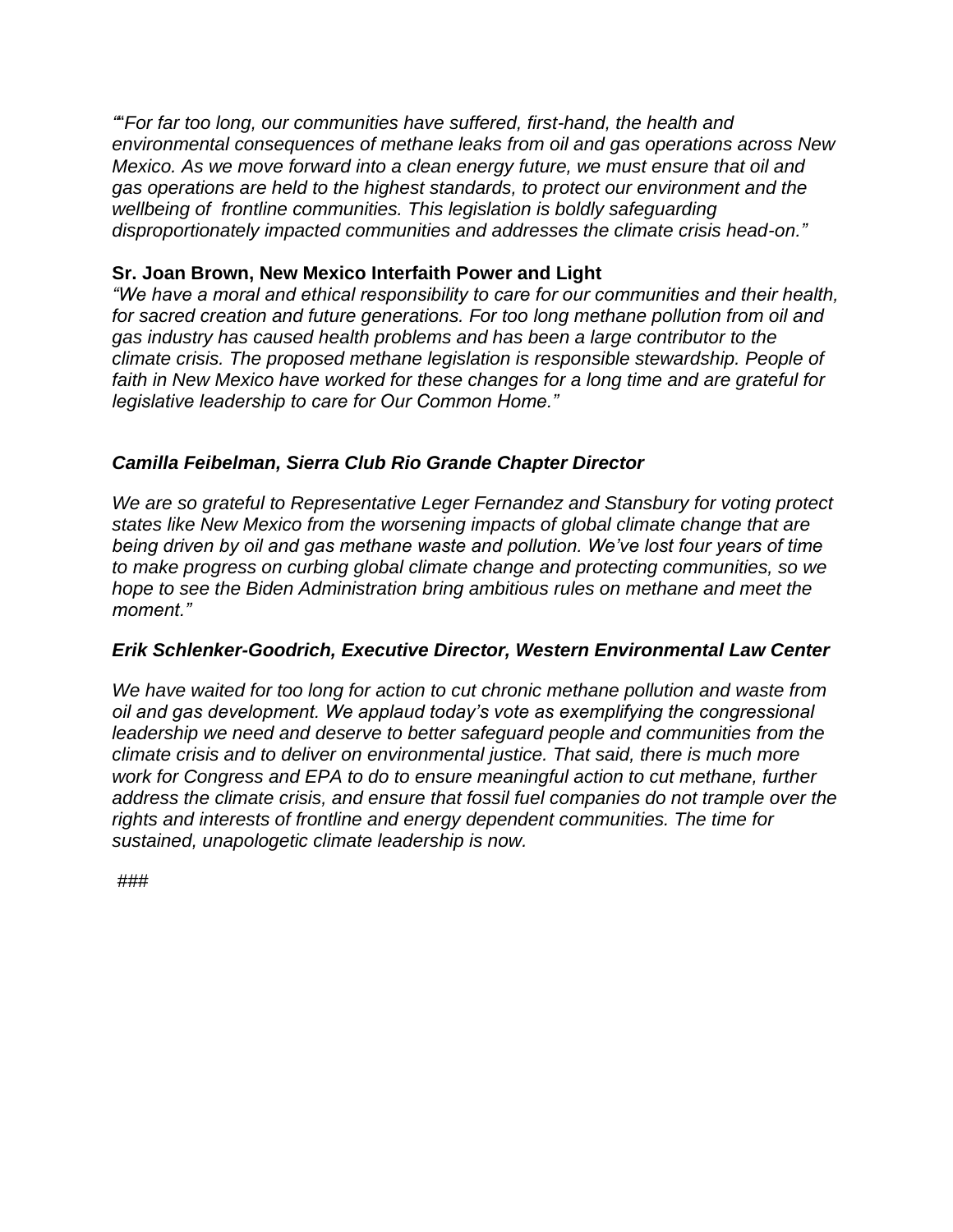*""For far too long, our communities have suffered, first-hand, the health and environmental consequences of methane leaks from oil and gas operations across New Mexico. As we move forward into a clean energy future, we must ensure that oil and gas operations are held to the highest standards, to protect our environment and the wellbeing of frontline communities. This legislation is boldly safeguarding disproportionately impacted communities and addresses the climate crisis head-on."*

**Sr. Joan Brown, New Mexico Interfaith Power and Light**

*"We have a moral and ethical responsibility to care for our communities and their health, for sacred creation and future generations. For too long methane pollution from oil and gas industry has caused health problems and has been a large contributor to the climate crisis. The proposed methane legislation is responsible stewardship. People of faith in New Mexico have worked for these changes for a long time and are grateful for legislative leadership to care for Our Common Home."*

***Camilla Feibelman, Sierra Club Rio Grande Chapter Director***

*We are so grateful to Representative Leger Fernandez and Stansbury for voting protect states like New Mexico from the worsening impacts of global climate change that are being driven by oil and gas methane waste and pollution. We've lost four years of time to make progress on curbing global climate change and protecting communities, so we hope to see the Biden Administration bring ambitious rules on methane and meet the moment."*

***Erik Schlenker-Goodrich, Executive Director, Western Environmental Law Center***

*We have waited for too long for action to cut chronic methane pollution and waste from oil and gas development. We applaud today's vote as exemplifying the congressional leadership we need and deserve to better safeguard people and communities from the climate crisis and to deliver on environmental justice. That said, there is much more work for Congress and EPA to do to ensure meaningful action to cut methane, further address the climate crisis, and ensure that fossil fuel companies do not trample over the rights and interests of frontline and energy dependent communities. The time for sustained, unapologetic climate leadership is now.*

###